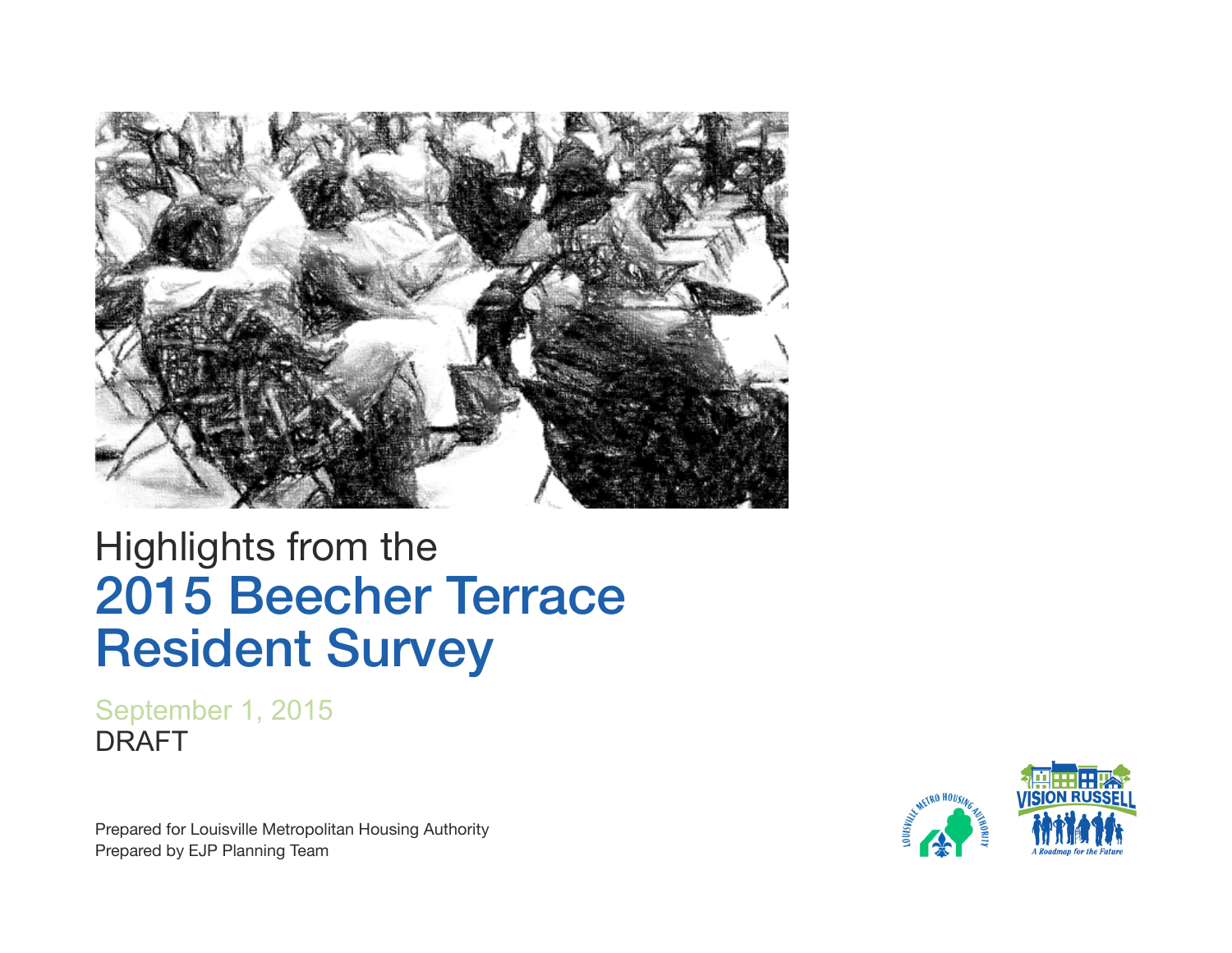# Highlights from the 2015 Beecher Terrace Resident Survey

September 1, 2015

DRAFT

Prepared for Louisville Metropolitan Housing Authority

Prepared by EJP Planning Team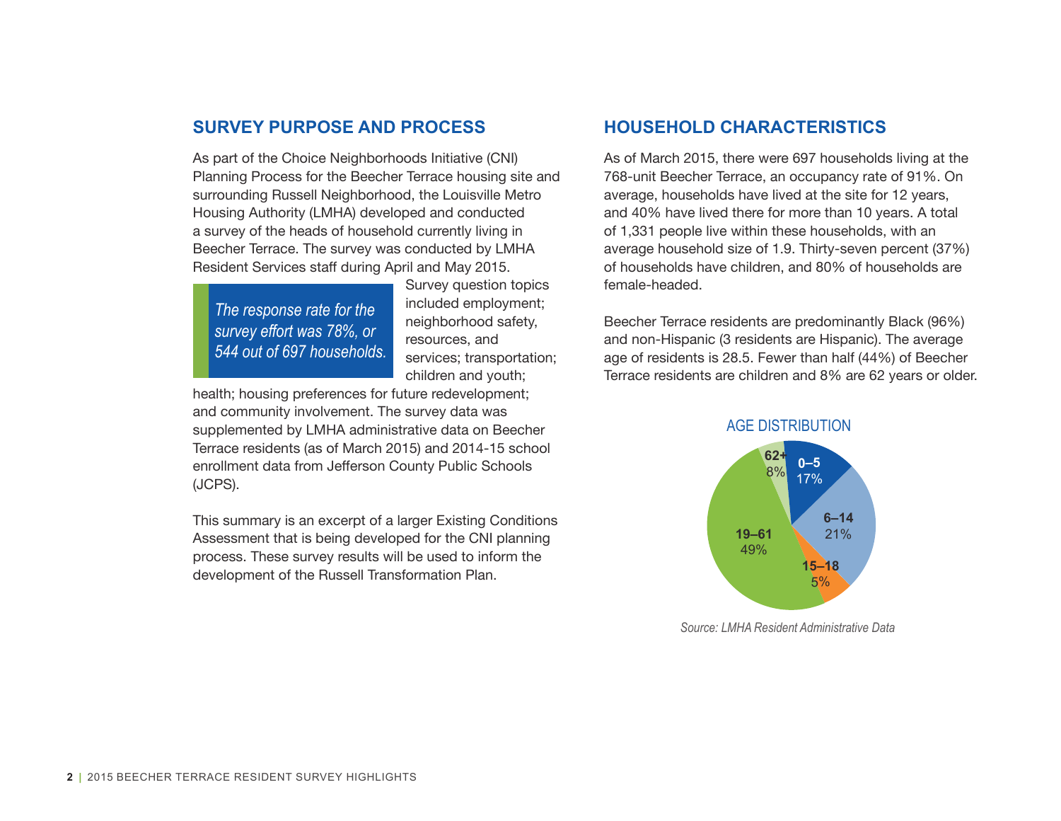## SURVEY PURPOSE AND PROCESS

As part of the Choice Neighborhoods Initiative (CNI) Planning Process for the Beecher Terrace housing site and surrounding Russell Neighborhood, the Louisville Metro Housing Authority (LMHA) developed and conducted a survey of the heads of household currently living in Beecher Terrace. The survey was conducted by LMHA Resident Services staff during April and May 2015.

> *The response rate for the survey effort was 78%, or 544 out of 697 households.*

Survey question topics included employment; neighborhood safety, resources, and services; transportation; children and youth; health; housing preferences for future redevelopment; and community involvement. The survey data was supplemented by LMHA administrative data on Beecher Terrace residents (as of March 2015) and 2014-15 school enrollment data from Jefferson County Public Schools (JCPS).

This summary is an excerpt of a larger Existing Conditions Assessment that is being developed for the CNI planning process. These survey results will be used to inform the development of the Russell Transformation Plan.

## HOUSEHOLD CHARACTERISTICS

As of March 2015, there were 697 households living at the 768-unit Beecher Terrace, an occupancy rate of 91%. On average, households have lived at the site for 12 years, and 40% have lived there for more than 10 years. A total of 1,331 people live within these households, with an average household size of 1.9. Thirty-seven percent (37%) of households have children, and 80% of households are female-headed.

Beecher Terrace residents are predominantly Black (96%) and non-Hispanic (3 residents are Hispanic). The average age of residents is 28.5. Fewer than half (44%) of Beecher Terrace residents are children and 8% are 62 years or older.

AGE DISTRIBUTION

| Age | Percent |
| --- | --- |
| 0–5 | 17% |
| 6–14 | 21% |
| 15–18 | 5% |
| 19–61 | 49% |
| 62+ | 8% |

*Source: LMHA Resident Administrative Data*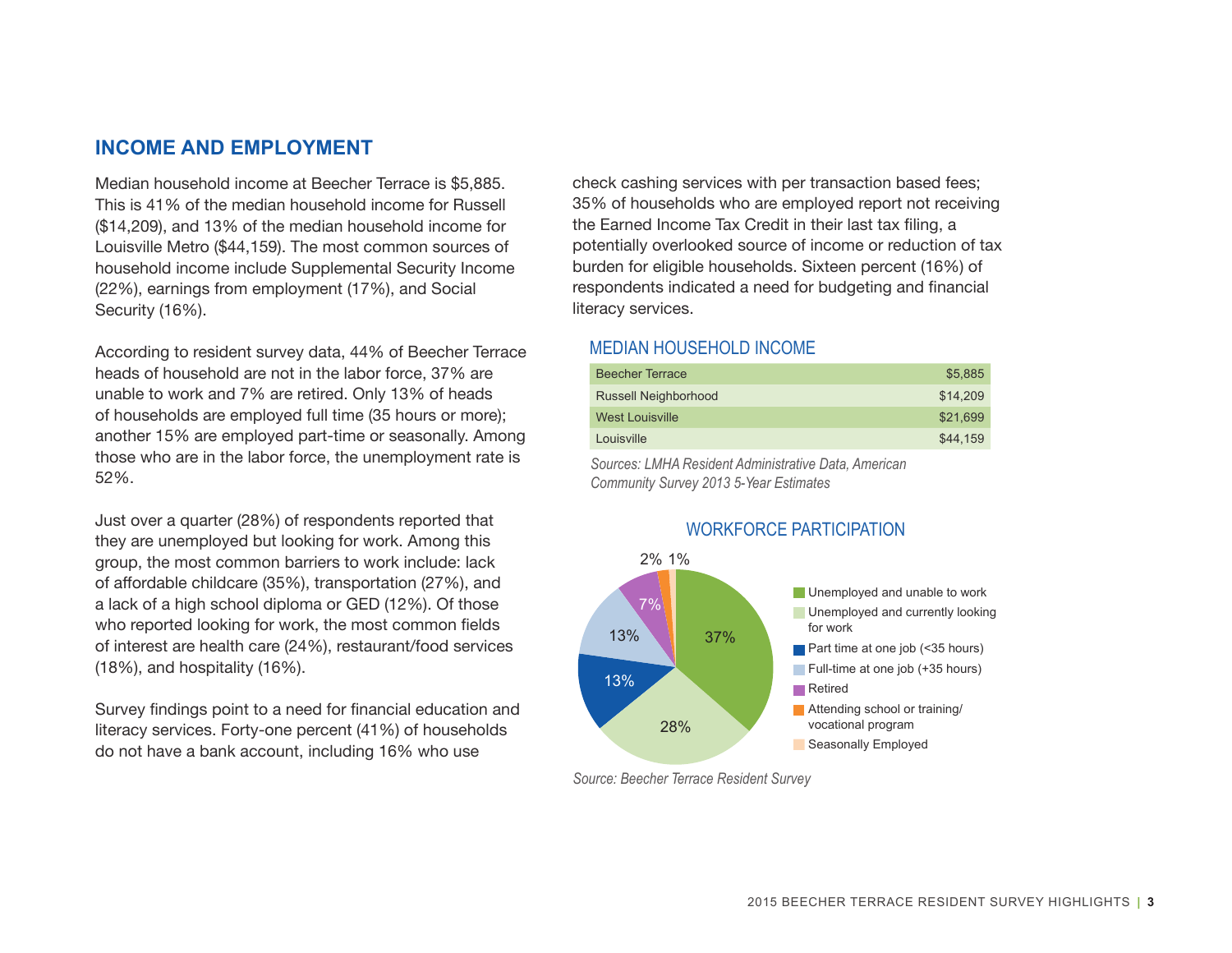## INCOME AND EMPLOYMENT

Median household income at Beecher Terrace is $5,885. This is 41% of the median household income for Russell ($14,209), and 13% of the median household income for Louisville Metro ($44,159). The most common sources of household income include Supplemental Security Income (22%), earnings from employment (17%), and Social Security (16%).

According to resident survey data, 44% of Beecher Terrace heads of household are not in the labor force, 37% are unable to work and 7% are retired. Only 13% of heads of households are employed full time (35 hours or more); another 15% are employed part-time or seasonally. Among those who are in the labor force, the unemployment rate is 52%.

Just over a quarter (28%) of respondents reported that they are unemployed but looking for work. Among this group, the most common barriers to work include: lack of affordable childcare (35%), transportation (27%), and a lack of a high school diploma or GED (12%). Of those who reported looking for work, the most common fields of interest are health care (24%), restaurant/food services (18%), and hospitality (16%).

Survey findings point to a need for financial education and literacy services. Forty-one percent (41%) of households do not have a bank account, including 16% who use check cashing services with per transaction based fees; 35% of households who are employed report not receiving the Earned Income Tax Credit in their last tax filing, a potentially overlooked source of income or reduction of tax burden for eligible households. Sixteen percent (16%) of respondents indicated a need for budgeting and financial literacy services.

### MEDIAN HOUSEHOLD INCOME

| | |
|---|---|
| Beecher Terrace | $5,885 |
| Russell Neighborhood | $14,209 |
| West Louisville | $21,699 |
| Louisville | $44,159 |

*Sources: LMHA Resident Administrative Data, American Community Survey 2013 5-Year Estimates*

### WORKFORCE PARTICIPATION

| Category | Percent |
|---|---|
| Unemployed and unable to work | 37% |
| Unemployed and currently looking for work | 28% |
| Part time at one job (<35 hours) | 13% |
| Full-time at one job (+35 hours) | 13% |
| Retired | 7% |
| Attending school or training/ vocational program | 2% |
| Seasonally Employed | 1% |

*Source: Beecher Terrace Resident Survey*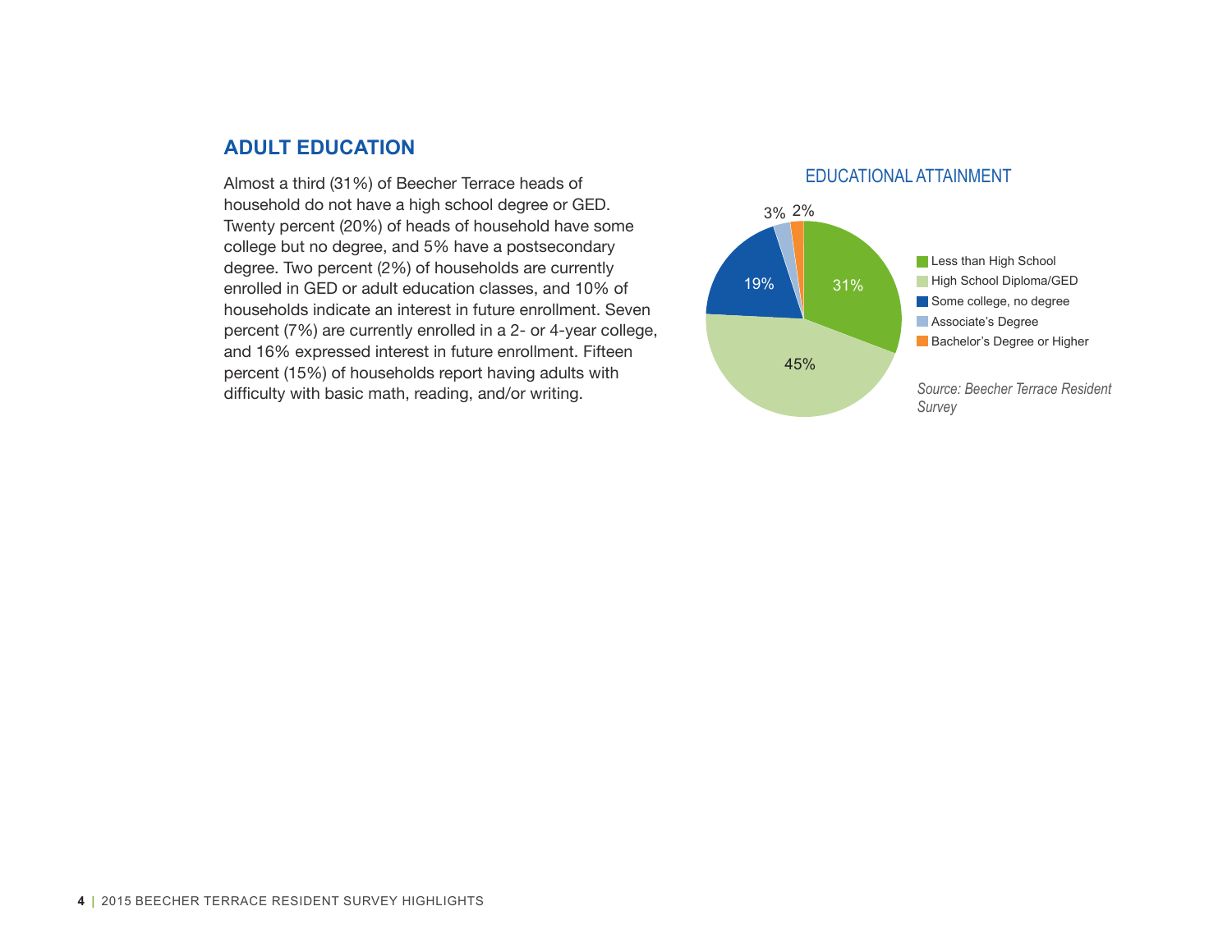## ADULT EDUCATION

Almost a third (31%) of Beecher Terrace heads of household do not have a high school degree or GED. Twenty percent (20%) of heads of household have some college but no degree, and 5% have a postsecondary degree. Two percent (2%) of households are currently enrolled in GED or adult education classes, and 10% of households indicate an interest in future enrollment. Seven percent (7%) are currently enrolled in a 2- or 4-year college, and 16% expressed interest in future enrollment. Fifteen percent (15%) of households report having adults with difficulty with basic math, reading, and/or writing.

### EDUCATIONAL ATTAINMENT

| Educational Attainment | Percent |
|---|---|
| Less than High School | 31% |
| High School Diploma/GED | 45% |
| Some college, no degree | 19% |
| Associate's Degree | 3% |
| Bachelor's Degree or Higher | 2% |

*Source: Beecher Terrace Resident Survey*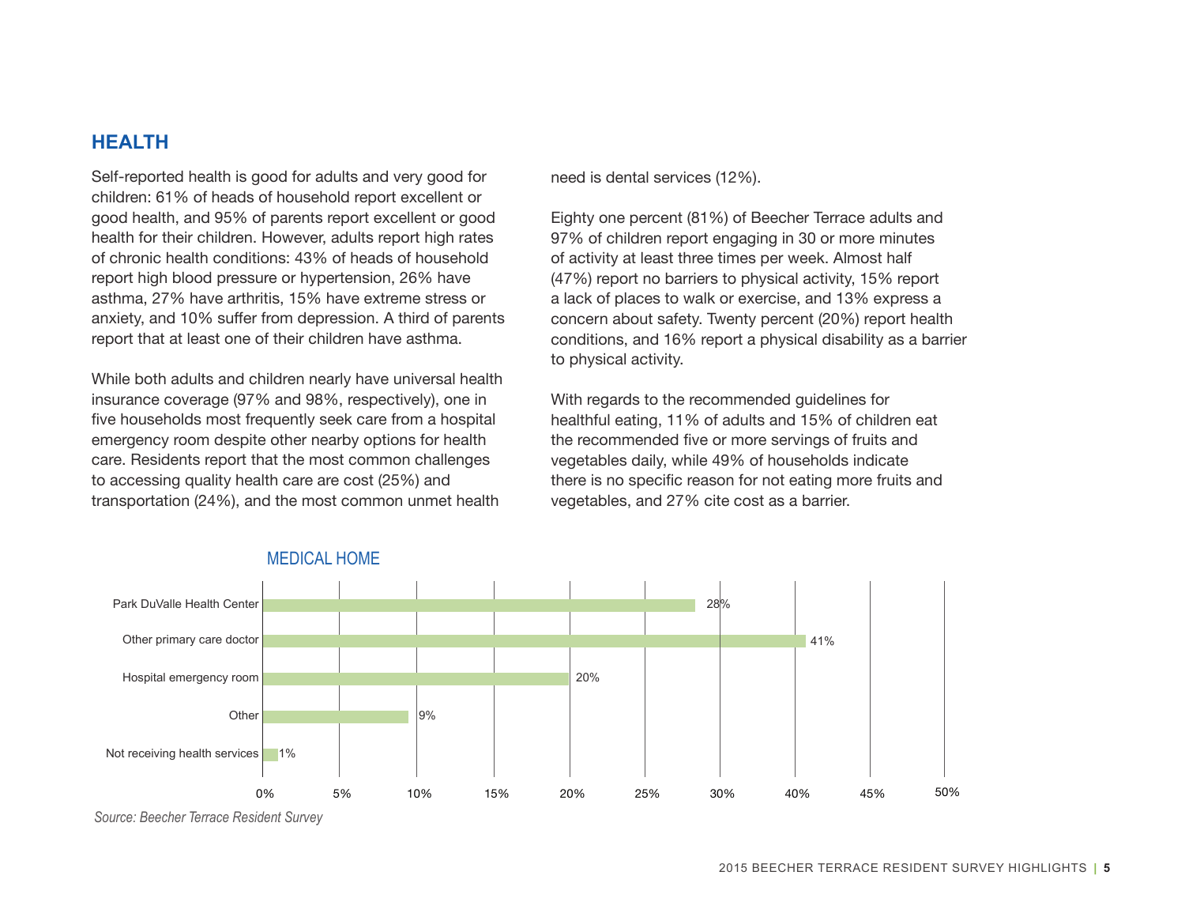## HEALTH

Self-reported health is good for adults and very good for children: 61% of heads of household report excellent or good health, and 95% of parents report excellent or good health for their children. However, adults report high rates of chronic health conditions: 43% of heads of household report high blood pressure or hypertension, 26% have asthma, 27% have arthritis, 15% have extreme stress or anxiety, and 10% suffer from depression. A third of parents report that at least one of their children have asthma.

While both adults and children nearly have universal health insurance coverage (97% and 98%, respectively), one in five households most frequently seek care from a hospital emergency room despite other nearby options for health care. Residents report that the most common challenges to accessing quality health care are cost (25%) and transportation (24%), and the most common unmet health need is dental services (12%).

Eighty one percent (81%) of Beecher Terrace adults and 97% of children report engaging in 30 or more minutes of activity at least three times per week. Almost half (47%) report no barriers to physical activity, 15% report a lack of places to walk or exercise, and 13% express a concern about safety. Twenty percent (20%) report health conditions, and 16% report a physical disability as a barrier to physical activity.

With regards to the recommended guidelines for healthful eating, 11% of adults and 15% of children eat the recommended five or more servings of fruits and vegetables daily, while 49% of households indicate there is no specific reason for not eating more fruits and vegetables, and 27% cite cost as a barrier.

### MEDICAL HOME

| Medical Home | Percent |
|---|---|
| Park DuValle Health Center | 28% |
| Other primary care doctor | 41% |
| Hospital emergency room | 20% |
| Other | 9% |
| Not receiving health services | 1% |

*Source: Beecher Terrace Resident Survey*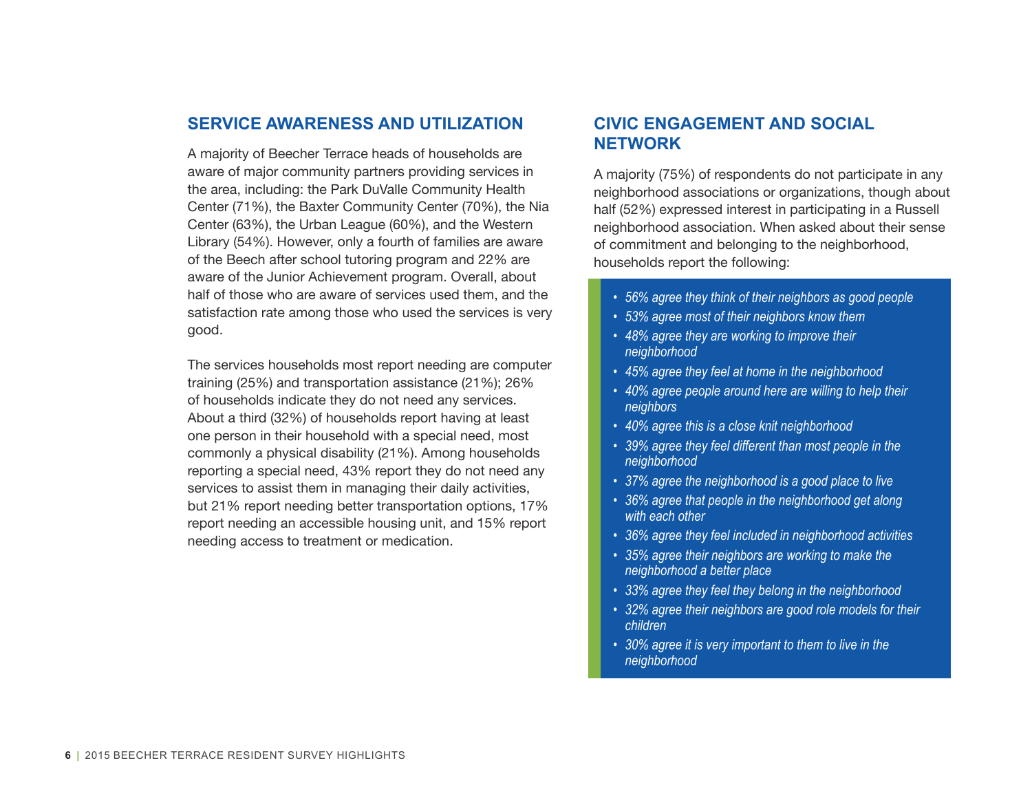## SERVICE AWARENESS AND UTILIZATION

A majority of Beecher Terrace heads of households are aware of major community partners providing services in the area, including: the Park DuValle Community Health Center (71%), the Baxter Community Center (70%), the Nia Center (63%), the Urban League (60%), and the Western Library (54%). However, only a fourth of families are aware of the Beech after school tutoring program and 22% are aware of the Junior Achievement program. Overall, about half of those who are aware of services used them, and the satisfaction rate among those who used the services is very good.

The services households most report needing are computer training (25%) and transportation assistance (21%); 26% of households indicate they do not need any services. About a third (32%) of households report having at least one person in their household with a special need, most commonly a physical disability (21%). Among households reporting a special need, 43% report they do not need any services to assist them in managing their daily activities, but 21% report needing better transportation options, 17% report needing an accessible housing unit, and 15% report needing access to treatment or medication.

## CIVIC ENGAGEMENT AND SOCIAL NETWORK

A majority (75%) of respondents do not participate in any neighborhood associations or organizations, though about half (52%) expressed interest in participating in a Russell neighborhood association. When asked about their sense of commitment and belonging to the neighborhood, households report the following:

- *56% agree they think of their neighbors as good people*
- *53% agree most of their neighbors know them*
- *48% agree they are working to improve their neighborhood*
- *45% agree they feel at home in the neighborhood*
- *40% agree people around here are willing to help their neighbors*
- *40% agree this is a close knit neighborhood*
- *39% agree they feel different than most people in the neighborhood*
- *37% agree the neighborhood is a good place to live*
- *36% agree that people in the neighborhood get along with each other*
- *36% agree they feel included in neighborhood activities*
- *35% agree their neighbors are working to make the neighborhood a better place*
- *33% agree they feel they belong in the neighborhood*
- *32% agree their neighbors are good role models for their children*
- *30% agree it is very important to them to live in the neighborhood*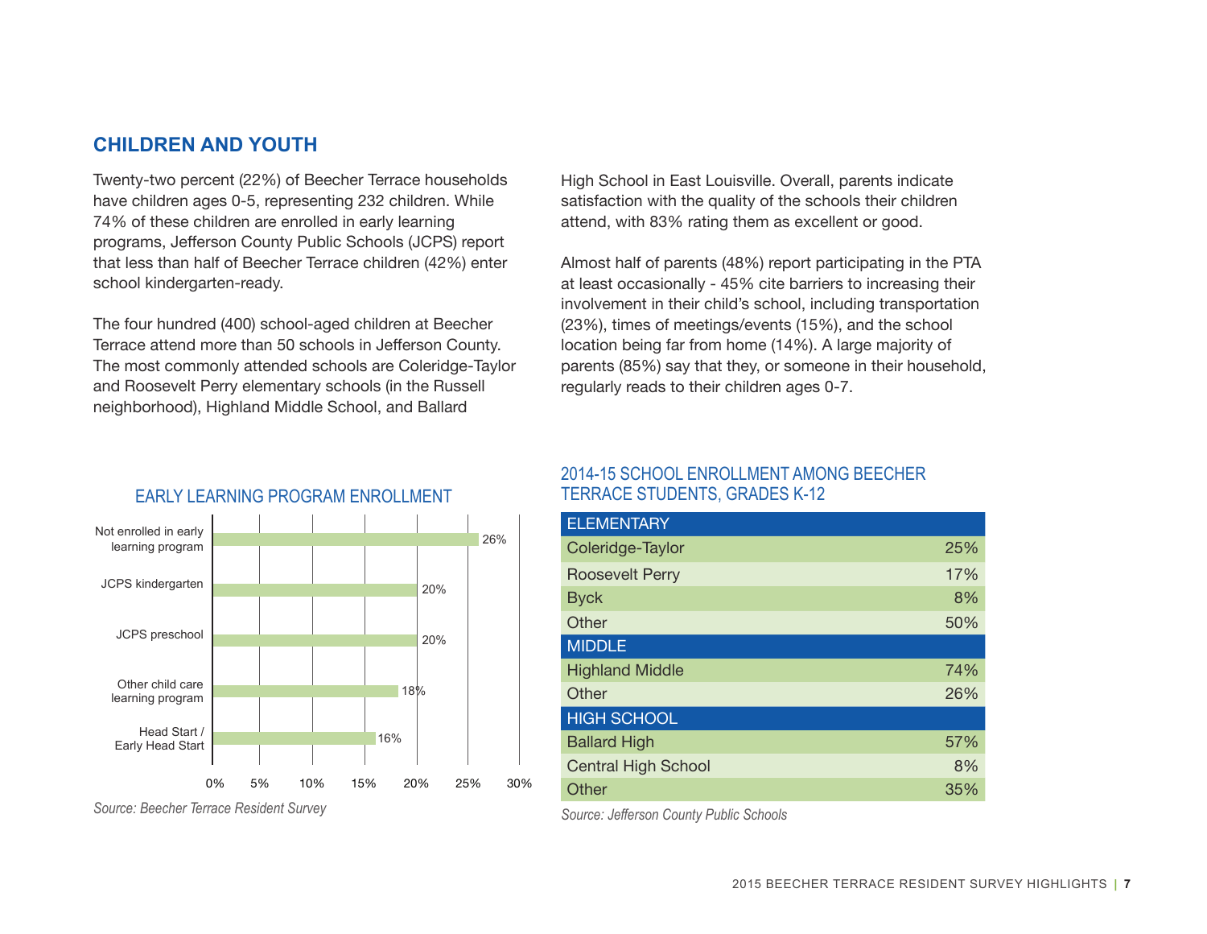## CHILDREN AND YOUTH

Twenty-two percent (22%) of Beecher Terrace households have children ages 0-5, representing 232 children. While 74% of these children are enrolled in early learning programs, Jefferson County Public Schools (JCPS) report that less than half of Beecher Terrace children (42%) enter school kindergarten-ready.

The four hundred (400) school-aged children at Beecher Terrace attend more than 50 schools in Jefferson County. The most commonly attended schools are Coleridge-Taylor and Roosevelt Perry elementary schools (in the Russell neighborhood), Highland Middle School, and Ballard High School in East Louisville. Overall, parents indicate satisfaction with the quality of the schools their children attend, with 83% rating them as excellent or good.

Almost half of parents (48%) report participating in the PTA at least occasionally - 45% cite barriers to increasing their involvement in their child's school, including transportation (23%), times of meetings/events (15%), and the school location being far from home (14%). A large majority of parents (85%) say that they, or someone in their household, regularly reads to their children ages 0-7.

### EARLY LEARNING PROGRAM ENROLLMENT

| Program | Percent |
|---|---|
| Not enrolled in early learning program | 26% |
| JCPS kindergarten | 20% |
| JCPS preschool | 20% |
| Other child care learning program | 18% |
| Head Start / Early Head Start | 16% |

*Source: Beecher Terrace Resident Survey*

### 2014-15 SCHOOL ENROLLMENT AMONG BEECHER TERRACE STUDENTS, GRADES K-12

| School | Percent |
|---|---|
| **ELEMENTARY** | |
| Coleridge-Taylor | 25% |
| Roosevelt Perry | 17% |
| Byck | 8% |
| Other | 50% |
| **MIDDLE** | |
| Highland Middle | 74% |
| Other | 26% |
| **HIGH SCHOOL** | |
| Ballard High | 57% |
| Central High School | 8% |
| Other | 35% |

*Source: Jefferson County Public Schools*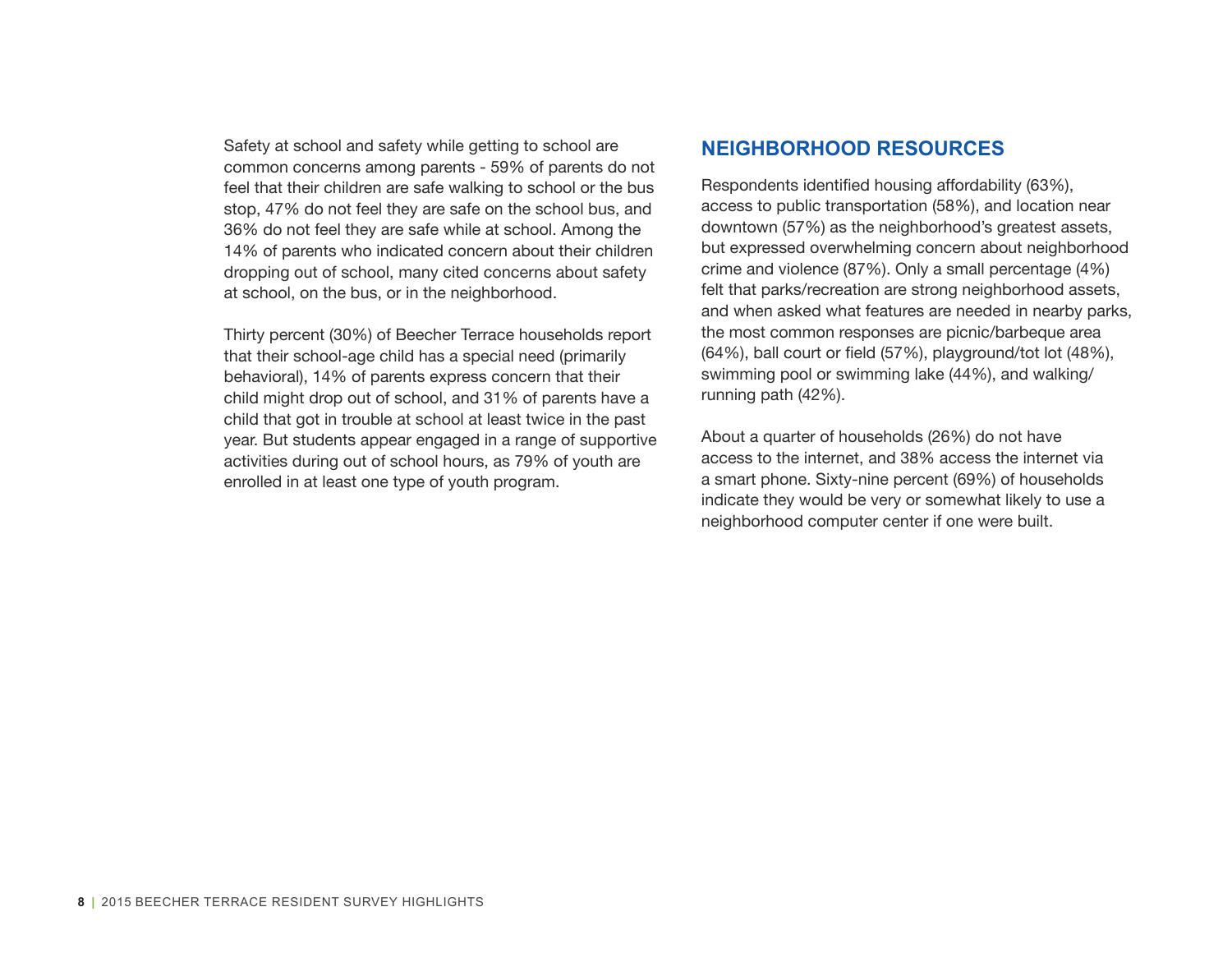Safety at school and safety while getting to school are common concerns among parents - 59% of parents do not feel that their children are safe walking to school or the bus stop, 47% do not feel they are safe on the school bus, and 36% do not feel they are safe while at school. Among the 14% of parents who indicated concern about their children dropping out of school, many cited concerns about safety at school, on the bus, or in the neighborhood.

Thirty percent (30%) of Beecher Terrace households report that their school-age child has a special need (primarily behavioral), 14% of parents express concern that their child might drop out of school, and 31% of parents have a child that got in trouble at school at least twice in the past year. But students appear engaged in a range of supportive activities during out of school hours, as 79% of youth are enrolled in at least one type of youth program.

## NEIGHBORHOOD RESOURCES

Respondents identified housing affordability (63%), access to public transportation (58%), and location near downtown (57%) as the neighborhood's greatest assets, but expressed overwhelming concern about neighborhood crime and violence (87%). Only a small percentage (4%) felt that parks/recreation are strong neighborhood assets, and when asked what features are needed in nearby parks, the most common responses are picnic/barbeque area (64%), ball court or field (57%), playground/tot lot (48%), swimming pool or swimming lake (44%), and walking/running path (42%).

About a quarter of households (26%) do not have access to the internet, and 38% access the internet via a smart phone. Sixty-nine percent (69%) of households indicate they would be very or somewhat likely to use a neighborhood computer center if one were built.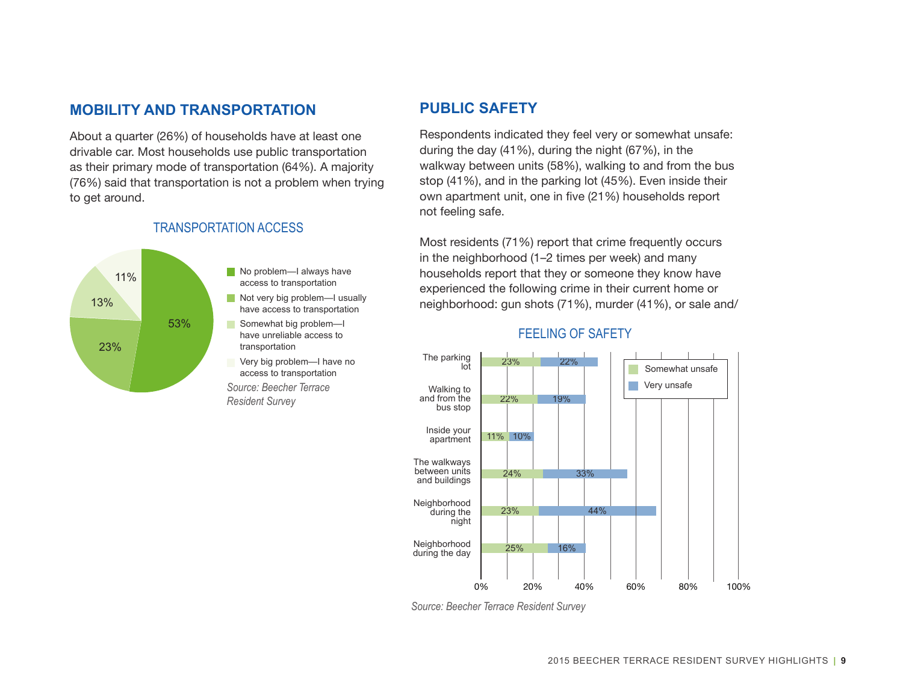## MOBILITY AND TRANSPORTATION

About a quarter (26%) of households have at least one drivable car. Most households use public transportation as their primary mode of transportation (64%). A majority (76%) said that transportation is not a problem when trying to get around.

### TRANSPORTATION ACCESS

| Response | Percent |
|---|---|
| No problem—I always have access to transportation | 53% |
| Not very big problem—I usually have access to transportation | 23% |
| Somewhat big problem—I have unreliable access to transportation | 13% |
| Very big problem—I have no access to transportation | 11% |

*Source: Beecher Terrace Resident Survey*

## PUBLIC SAFETY

Respondents indicated they feel very or somewhat unsafe: during the day (41%), during the night (67%), in the walkway between units (58%), walking to and from the bus stop (41%), and in the parking lot (45%). Even inside their own apartment unit, one in five (21%) households report not feeling safe.

Most residents (71%) report that crime frequently occurs in the neighborhood (1–2 times per week) and many households report that they or someone they know have experienced the following crime in their current home or neighborhood: gun shots (71%), murder (41%), or sale and/

### FEELING OF SAFETY

| Location | Somewhat unsafe | Very unsafe |
|---|---|---|
| The parking lot | 23% | 22% |
| Walking to and from the bus stop | 22% | 19% |
| Inside your apartment | 11% | 10% |
| The walkways between units and buildings | 24% | 33% |
| Neighborhood during the night | 23% | 44% |
| Neighborhood during the day | 25% | 16% |

*Source: Beecher Terrace Resident Survey*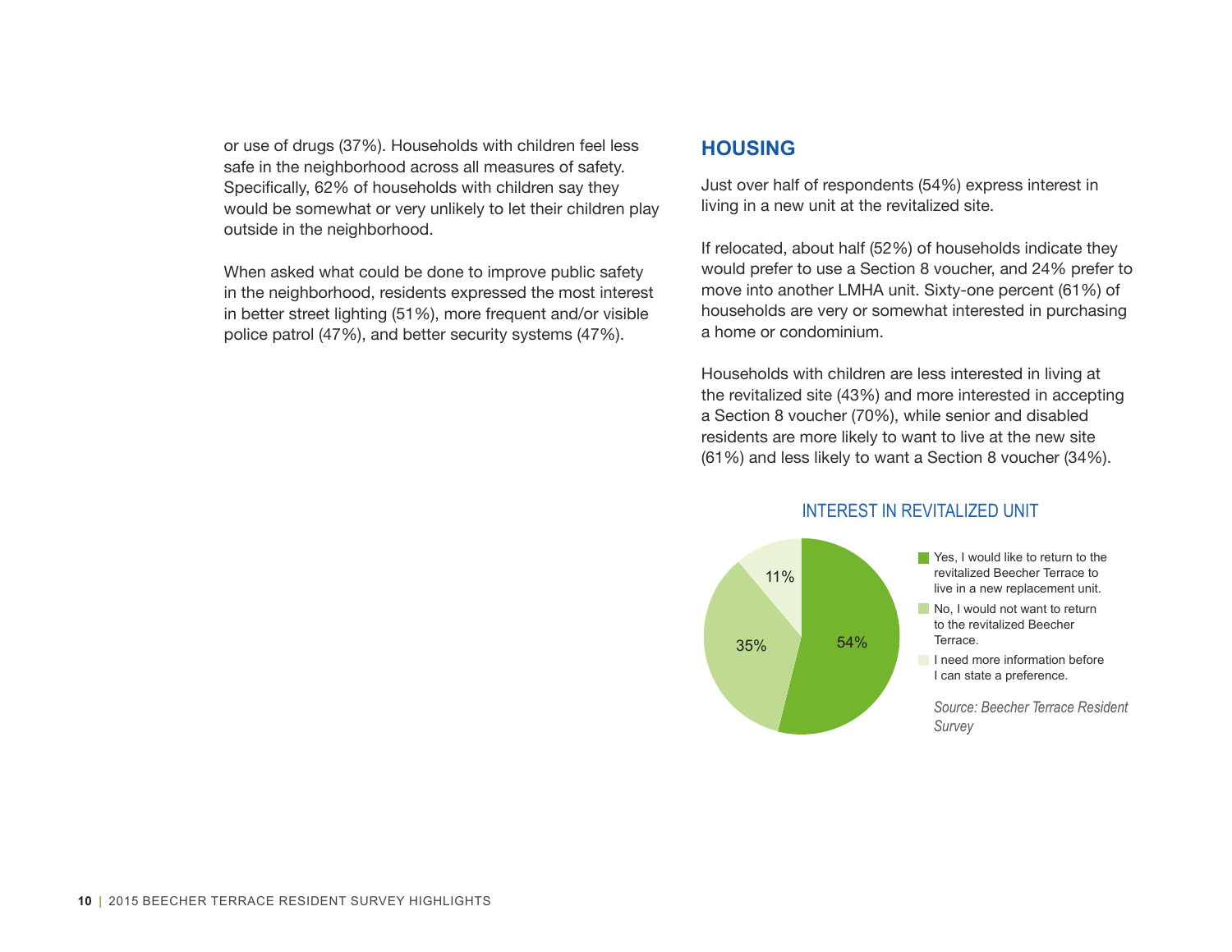or use of drugs (37%). Households with children feel less safe in the neighborhood across all measures of safety. Specifically, 62% of households with children say they would be somewhat or very unlikely to let their children play outside in the neighborhood.

When asked what could be done to improve public safety in the neighborhood, residents expressed the most interest in better street lighting (51%), more frequent and/or visible police patrol (47%), and better security systems (47%).

## HOUSING

Just over half of respondents (54%) express interest in living in a new unit at the revitalized site.

If relocated, about half (52%) of households indicate they would prefer to use a Section 8 voucher, and 24% prefer to move into another LMHA unit. Sixty-one percent (61%) of households are very or somewhat interested in purchasing a home or condominium.

Households with children are less interested in living at the revitalized site (43%) and more interested in accepting a Section 8 voucher (70%), while senior and disabled residents are more likely to want to live at the new site (61%) and less likely to want a Section 8 voucher (34%).

INTEREST IN REVITALIZED UNIT

11%

35%

54%

Yes, I would like to return to the revitalized Beecher Terrace to live in a new replacement unit.

No, I would not want to return to the revitalized Beecher Terrace.

I need more information before I can state a preference.

*Source: Beecher Terrace Resident Survey*